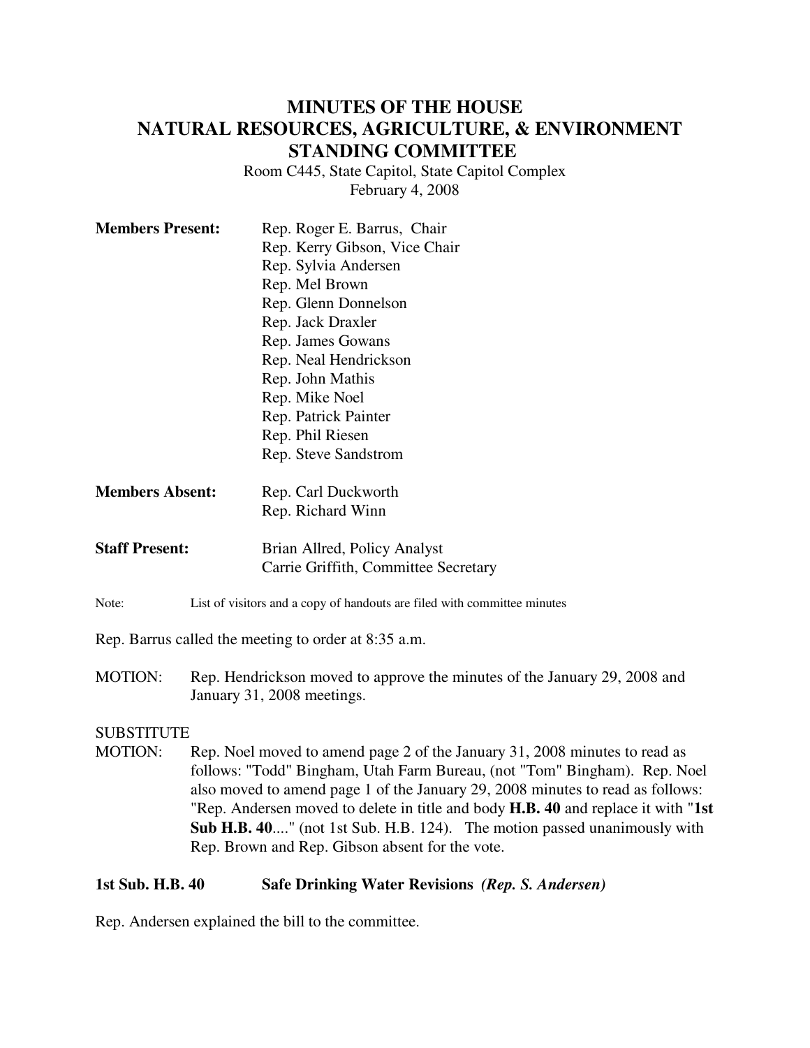# MINUTES OF THE HOUSE NATURAL RESOURCES, AGRICULTURE, & ENVIRONMENT STANDING COMMITTEE

Room C445, State Capitol, State Capitol Complex
February 4, 2008

**Members Present:**
Rep. Roger E. Barrus, Chair
Rep. Kerry Gibson, Vice Chair
Rep. Sylvia Andersen
Rep. Mel Brown
Rep. Glenn Donnelson
Rep. Jack Draxler
Rep. James Gowans
Rep. Neal Hendrickson
Rep. John Mathis
Rep. Mike Noel
Rep. Patrick Painter
Rep. Phil Riesen
Rep. Steve Sandstrom

**Members Absent:**
Rep. Carl Duckworth
Rep. Richard Winn

**Staff Present:**
Brian Allred, Policy Analyst
Carrie Griffith, Committee Secretary

Note: List of visitors and a copy of handouts are filed with committee minutes

Rep. Barrus called the meeting to order at 8:35 a.m.

MOTION: Rep. Hendrickson moved to approve the minutes of the January 29, 2008 and January 31, 2008 meetings.

SUBSTITUTE
MOTION: Rep. Noel moved to amend page 2 of the January 31, 2008 minutes to read as follows: "Todd" Bingham, Utah Farm Bureau, (not "Tom" Bingham). Rep. Noel also moved to amend page 1 of the January 29, 2008 minutes to read as follows: "Rep. Andersen moved to delete in title and body **H.B. 40** and replace it with "**1st Sub H.B. 40**...." (not 1st Sub. H.B. 124). The motion passed unanimously with Rep. Brown and Rep. Gibson absent for the vote.

**1st Sub. H.B. 40 Safe Drinking Water Revisions** ***(Rep. S. Andersen)***

Rep. Andersen explained the bill to the committee.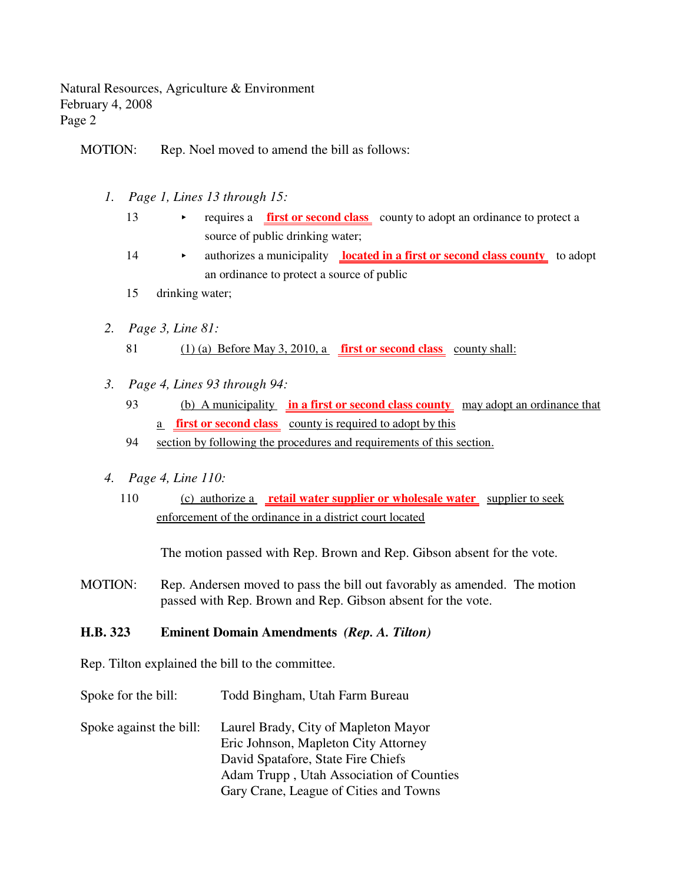MOTION: Rep. Noel moved to amend the bill as follows:

1. *Page 1, Lines 13 through 15:*

   13 ▸ requires a **first or second class** county to adopt an ordinance to protect a source of public drinking water;

   14 ▸ authorizes a municipality **located in a first or second class county** to adopt an ordinance to protect a source of public

   15 drinking water;

2. *Page 3, Line 81:*

   81 (1) (a) Before May 3, 2010, a **first or second class** county shall:

3. *Page 4, Lines 93 through 94:*

   93 (b) A municipality **in a first or second class county** may adopt an ordinance that a **first or second class** county is required to adopt by this

   94 section by following the procedures and requirements of this section.

4. *Page 4, Line 110:*

   110 (c) authorize a **retail water supplier or wholesale water** supplier to seek enforcement of the ordinance in a district court located

The motion passed with Rep. Brown and Rep. Gibson absent for the vote.

MOTION: Rep. Andersen moved to pass the bill out favorably as amended. The motion passed with Rep. Brown and Rep. Gibson absent for the vote.

**H.B. 323 Eminent Domain Amendments *(Rep. A. Tilton)***

Rep. Tilton explained the bill to the committee.

Spoke for the bill: Todd Bingham, Utah Farm Bureau

Spoke against the bill: Laurel Brady, City of Mapleton Mayor
Eric Johnson, Mapleton City Attorney
David Spatafore, State Fire Chiefs
Adam Trupp , Utah Association of Counties
Gary Crane, League of Cities and Towns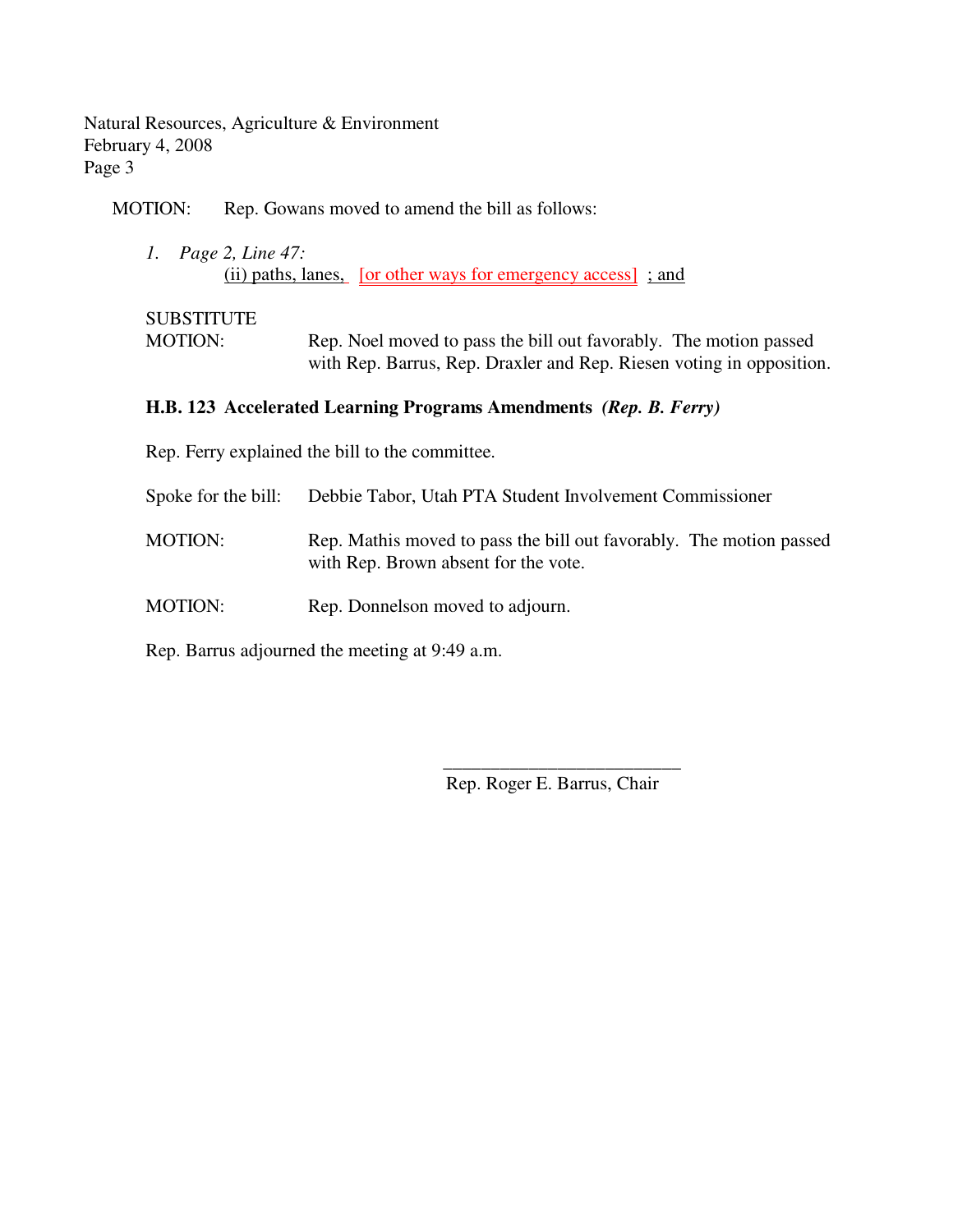MOTION: Rep. Gowans moved to amend the bill as follows:

1. *Page 2, Line 47:*
   (ii) paths, lanes, [or other ways for emergency access] ; and

SUBSTITUTE MOTION: Rep. Noel moved to pass the bill out favorably. The motion passed with Rep. Barrus, Rep. Draxler and Rep. Riesen voting in opposition.

**H.B. 123 Accelerated Learning Programs Amendments *(Rep. B. Ferry)***

Rep. Ferry explained the bill to the committee.

Spoke for the bill: Debbie Tabor, Utah PTA Student Involvement Commissioner

MOTION: Rep. Mathis moved to pass the bill out favorably. The motion passed with Rep. Brown absent for the vote.

MOTION: Rep. Donnelson moved to adjourn.

Rep. Barrus adjourned the meeting at 9:49 a.m.

\_\_\_\_\_\_\_\_\_\_\_\_\_\_\_\_\_\_\_\_\_\_\_\_\_\_

Rep. Roger E. Barrus, Chair